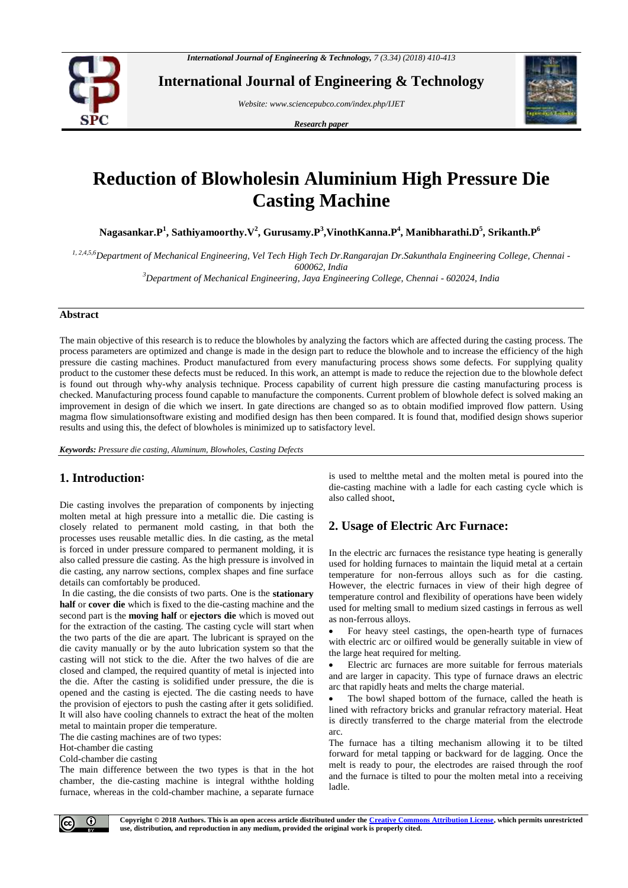# Reduction of Blowholesin Aluminium High Pressure Die Casting Machine

**Nagasankar.P[1], Sathiyamoorthy.V[2], Gurusamy.P[3], VinothKanna.P[4], Manibharathi.D[5], Srikanth.P[6]**

*[1, 2,4,5,6]Department of Mechanical Engineering, Vel Tech High Tech Dr.Rangarajan Dr.Sakunthala Engineering College, Chennai - 600062, India*

*[3]Department of Mechanical Engineering, Jaya Engineering College, Chennai - 602024, India*

## Abstract

The main objective of this research is to reduce the blowholes by analyzing the factors which are affected during the casting process. The process parameters are optimized and change is made in the design part to reduce the blowhole and to increase the efficiency of the high pressure die casting machines. Product manufactured from every manufacturing process shows some defects. For supplying quality product to the customer these defects must be reduced. In this work, an attempt is made to reduce the rejection due to the blowhole defect is found out through why-why analysis technique. Process capability of current high pressure die casting manufacturing process is checked. Manufacturing process found capable to manufacture the components. Current problem of blowhole defect is solved making an improvement in design of die which we insert. In gate directions are changed so as to obtain modified improved flow pattern. Using magma flow simulationsoftware existing and modified design has then been compared. It is found that, modified design shows superior results and using this, the defect of blowholes is minimized up to satisfactory level.

***Keywords:*** *Pressure die casting, Aluminum, Blowholes, Casting Defects*

## 1. Introduction:

Die casting involves the preparation of components by injecting molten metal at high pressure into a metallic die. Die casting is closely related to permanent mold casting, in that both the processes uses reusable metallic dies. In die casting, as the metal is forced in under pressure compared to permanent molding, it is also called pressure die casting. As the high pressure is involved in die casting, any narrow sections, complex shapes and fine surface details can comfortably be produced.

In die casting, the die consists of two parts. One is the **stationary half** or **cover die** which is fixed to the die-casting machine and the second part is the **moving half** or **ejectors die** which is moved out for the extraction of the casting. The casting cycle will start when the two parts of the die are apart. The lubricant is sprayed on the die cavity manually or by the auto lubrication system so that the casting will not stick to the die. After the two halves of die are closed and clamped, the required quantity of metal is injected into the die. After the casting is solidified under pressure, the die is opened and the casting is ejected. The die casting needs to have the provision of ejectors to push the casting after it gets solidified. It will also have cooling channels to extract the heat of the molten metal to maintain proper die temperature.

The die casting machines are of two types:

Hot-chamber die casting

Cold-chamber die casting

The main difference between the two types is that in the hot chamber, the die-casting machine is integral withthe holding furnace, whereas in the cold-chamber machine, a separate furnace is used to meltthe metal and the molten metal is poured into the die-casting machine with a ladle for each casting cycle which is also called shoot.

## 2. Usage of Electric Arc Furnace:

In the electric arc furnaces the resistance type heating is generally used for holding furnaces to maintain the liquid metal at a certain temperature for non-ferrous alloys such as for die casting. However, the electric furnaces in view of their high degree of temperature control and flexibility of operations have been widely used for melting small to medium sized castings in ferrous as well as non-ferrous alloys.

- For heavy steel castings, the open-hearth type of furnaces with electric arc or oilfired would be generally suitable in view of the large heat required for melting.
- Electric arc furnaces are more suitable for ferrous materials and are larger in capacity. This type of furnace draws an electric arc that rapidly heats and melts the charge material.
- The bowl shaped bottom of the furnace, called the heath is lined with refractory bricks and granular refractory material. Heat is directly transferred to the charge material from the electrode arc.

The furnace has a tilting mechanism allowing it to be tilted forward for metal tapping or backward for de lagging. Once the melt is ready to pour, the electrodes are raised through the roof and the furnace is tilted to pour the molten metal into a receiving ladle.

**Copyright © 2018 Authors. This is an open access article distributed under the Creative Commons Attribution License, which permits unrestricted use, distribution, and reproduction in any medium, provided the original work is properly cited.**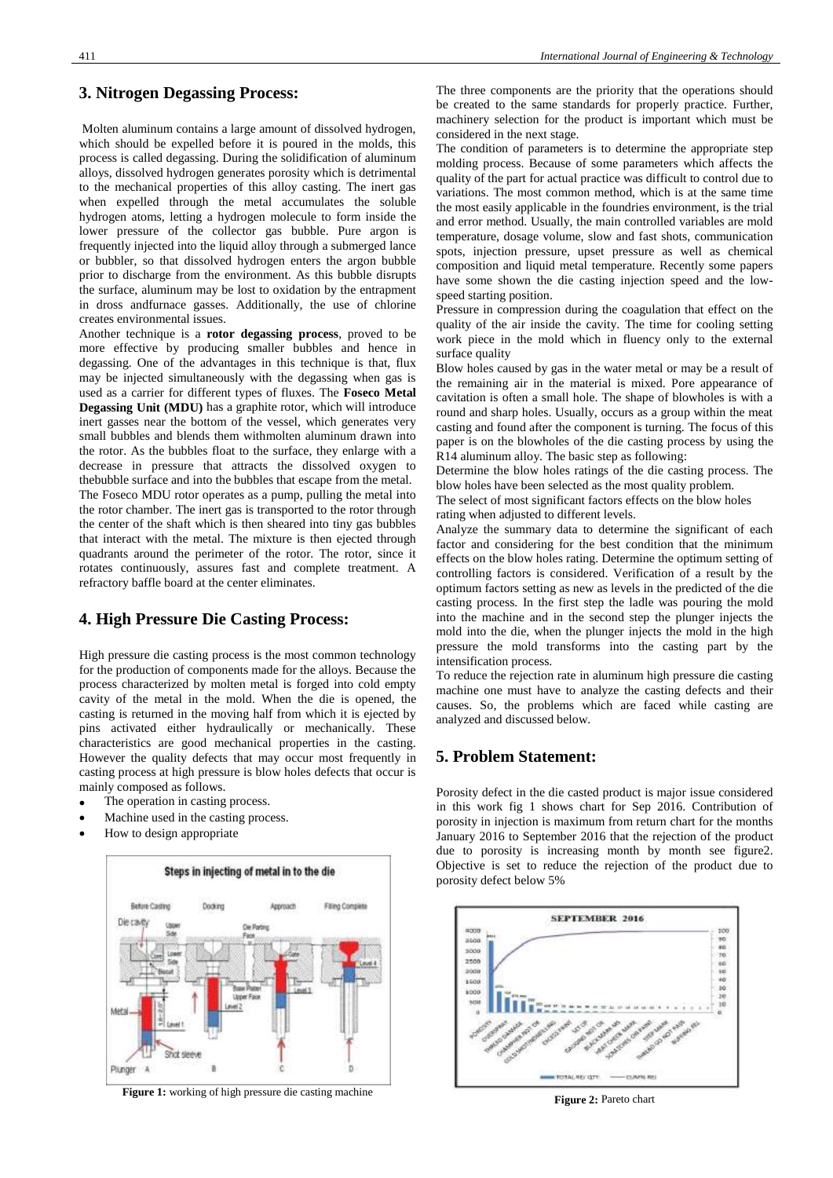## 3. Nitrogen Degassing Process:

Molten aluminum contains a large amount of dissolved hydrogen, which should be expelled before it is poured in the molds, this process is called degassing. During the solidification of aluminum alloys, dissolved hydrogen generates porosity which is detrimental to the mechanical properties of this alloy casting. The inert gas when expelled through the metal accumulates the soluble hydrogen atoms, letting a hydrogen molecule to form inside the lower pressure of the collector gas bubble. Pure argon is frequently injected into the liquid alloy through a submerged lance or bubbler, so that dissolved hydrogen enters the argon bubble prior to discharge from the environment. As this bubble disrupts the surface, aluminum may be lost to oxidation by the entrapment in dross andfurnace gasses. Additionally, the use of chlorine creates environmental issues.

Another technique is a **rotor degassing process**, proved to be more effective by producing smaller bubbles and hence in degassing. One of the advantages in this technique is that, flux may be injected simultaneously with the degassing when gas is used as a carrier for different types of fluxes. The **Foseco Metal Degassing Unit (MDU)** has a graphite rotor, which will introduce inert gasses near the bottom of the vessel, which generates very small bubbles and blends them withmolten aluminum drawn into the rotor. As the bubbles float to the surface, they enlarge with a decrease in pressure that attracts the dissolved oxygen to thebubble surface and into the bubbles that escape from the metal.

The Foseco MDU rotor operates as a pump, pulling the metal into the rotor chamber. The inert gas is transported to the rotor through the center of the shaft which is then sheared into tiny gas bubbles that interact with the metal. The mixture is then ejected through quadrants around the perimeter of the rotor. The rotor, since it rotates continuously, assures fast and complete treatment. A refractory baffle board at the center eliminates.

## 4. High Pressure Die Casting Process:

High pressure die casting process is the most common technology for the production of components made for the alloys. Because the process characterized by molten metal is forged into cold empty cavity of the metal in the mold. When the die is opened, the casting is returned in the moving half from which it is ejected by pins activated either hydraulically or mechanically. These characteristics are good mechanical properties in the casting. However the quality defects that may occur most frequently in casting process at high pressure is blow holes defects that occur is mainly composed as follows.

- The operation in casting process.
- Machine used in the casting process.
- How to design appropriate

**Figure 1:** working of high pressure die casting machine

The three components are the priority that the operations should be created to the same standards for properly practice. Further, machinery selection for the product is important which must be considered in the next stage.

The condition of parameters is to determine the appropriate step molding process. Because of some parameters which affects the quality of the part for actual practice was difficult to control due to variations. The most common method, which is at the same time the most easily applicable in the foundries environment, is the trial and error method. Usually, the main controlled variables are mold temperature, dosage volume, slow and fast shots, communication spots, injection pressure, upset pressure as well as chemical composition and liquid metal temperature. Recently some papers have some shown the die casting injection speed and the low-speed starting position.

Pressure in compression during the coagulation that effect on the quality of the air inside the cavity. The time for cooling setting work piece in the mold which in fluency only to the external surface quality

Blow holes caused by gas in the water metal or may be a result of the remaining air in the material is mixed. Pore appearance of cavitation is often a small hole. The shape of blowholes is with a round and sharp holes. Usually, occurs as a group within the meat casting and found after the component is turning. The focus of this paper is on the blowholes of the die casting process by using the R14 aluminum alloy. The basic step as following:

Determine the blow holes ratings of the die casting process. The blow holes have been selected as the most quality problem.

The select of most significant factors effects on the blow holes rating when adjusted to different levels.

Analyze the summary data to determine the significant of each factor and considering for the best condition that the minimum effects on the blow holes rating. Determine the optimum setting of controlling factors is considered. Verification of a result by the optimum factors setting as new as levels in the predicted of the die casting process. In the first step the ladle was pouring the mold into the machine and in the second step the plunger injects the mold into the die, when the plunger injects the mold in the high pressure the mold transforms into the casting part by the intensification process.

To reduce the rejection rate in aluminum high pressure die casting machine one must have to analyze the casting defects and their causes. So, the problems which are faced while casting are analyzed and discussed below.

## 5. Problem Statement:

Porosity defect in the die casted product is major issue considered in this work fig 1 shows chart for Sep 2016. Contribution of porosity in injection is maximum from return chart for the months January 2016 to September 2016 that the rejection of the product due to porosity is increasing month by month see figure2. Objective is set to reduce the rejection of the product due to porosity defect below 5%

**Figure 2:** Pareto chart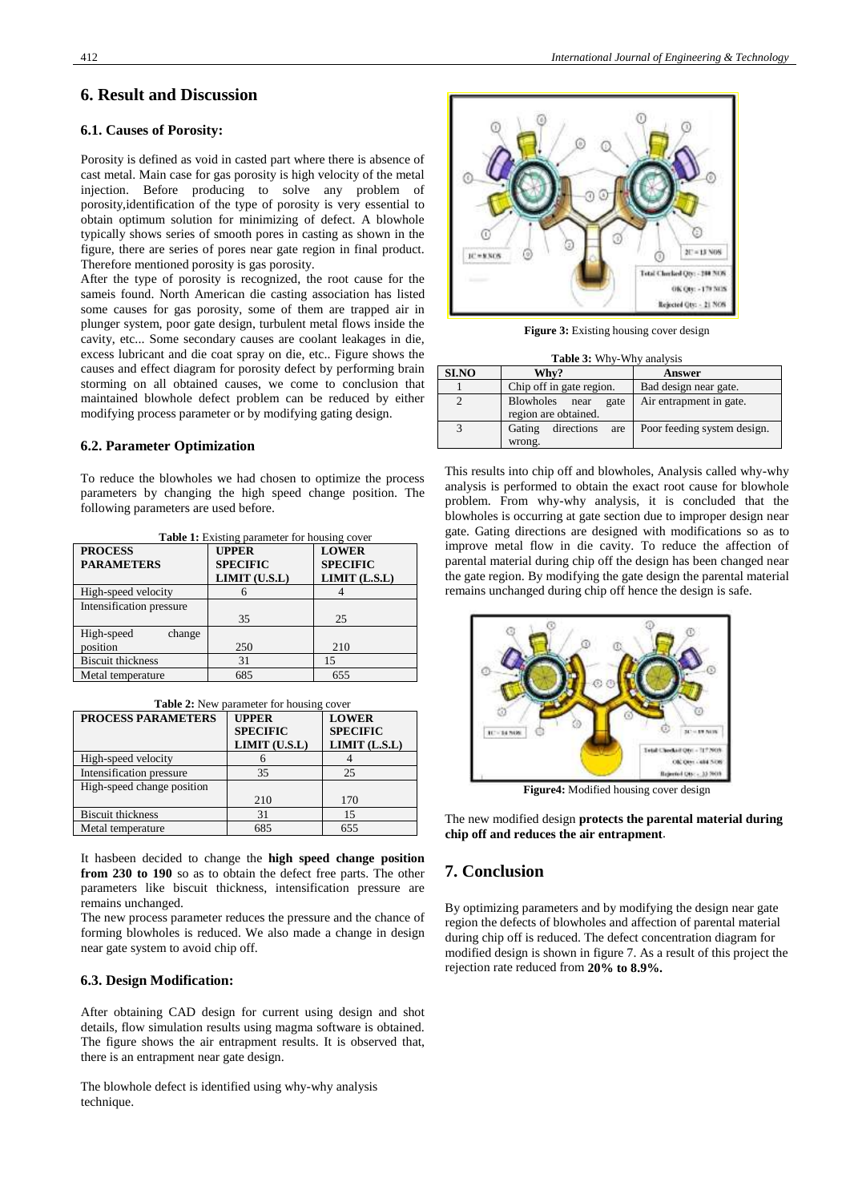## 6. Result and Discussion

### 6.1. Causes of Porosity:

Porosity is defined as void in casted part where there is absence of cast metal. Main case for gas porosity is high velocity of the metal injection. Before producing to solve any problem of porosity,identification of the type of porosity is very essential to obtain optimum solution for minimizing of defect. A blowhole typically shows series of smooth pores in casting as shown in the figure, there are series of pores near gate region in final product. Therefore mentioned porosity is gas porosity.

After the type of porosity is recognized, the root cause for the sameis found. North American die casting association has listed some causes for gas porosity, some of them are trapped air in plunger system, poor gate design, turbulent metal flows inside the cavity, etc... Some secondary causes are coolant leakages in die, excess lubricant and die coat spray on die, etc.. Figure shows the causes and effect diagram for porosity defect by performing brain storming on all obtained causes, we come to conclusion that maintained blowhole defect problem can be reduced by either modifying process parameter or by modifying gating design.

### 6.2. Parameter Optimization

To reduce the blowholes we had chosen to optimize the process parameters by changing the high speed change position. The following parameters are used before.

**Table 1:** Existing parameter for housing cover

| PROCESS PARAMETERS | UPPER SPECIFIC LIMIT (U.S.L) | LOWER SPECIFIC LIMIT (L.S.L) |
|---|---|---|
| High-speed velocity | 6 | 4 |
| Intensification pressure | 35 | 25 |
| High-speed change position | 250 | 210 |
| Biscuit thickness | 31 | 15 |
| Metal temperature | 685 | 655 |

**Table 2:** New parameter for housing cover

| PROCESS PARAMETERS | UPPER SPECIFIC LIMIT (U.S.L) | LOWER SPECIFIC LIMIT (L.S.L) |
|---|---|---|
| High-speed velocity | 6 | 4 |
| Intensification pressure | 35 | 25 |
| High-speed change position | 210 | 170 |
| Biscuit thickness | 31 | 15 |
| Metal temperature | 685 | 655 |

It hasbeen decided to change the **high speed change position from 230 to 190** so as to obtain the defect free parts. The other parameters like biscuit thickness, intensification pressure are remains unchanged.

The new process parameter reduces the pressure and the chance of forming blowholes is reduced. We also made a change in design near gate system to avoid chip off.

### 6.3. Design Modification:

After obtaining CAD design for current using design and shot details, flow simulation results using magma software is obtained. The figure shows the air entrapment results. It is observed that, there is an entrapment near gate design.

The blowhole defect is identified using why-why analysis technique.

**Figure 3:** Existing housing cover design

**Table 3:** Why-Why analysis

| SI.NO | Why? | Answer |
|---|---|---|
| 1 | Chip off in gate region. | Bad design near gate. |
| 2 | Blowholes near gate region are obtained. | Air entrapment in gate. |
| 3 | Gating directions are wrong. | Poor feeding system design. |

This results into chip off and blowholes, Analysis called why-why analysis is performed to obtain the exact root cause for blowhole problem. From why-why analysis, it is concluded that the blowholes is occurring at gate section due to improper design near gate. Gating directions are designed with modifications so as to improve metal flow in die cavity. To reduce the affection of parental material during chip off the design has been changed near the gate region. By modifying the gate design the parental material remains unchanged during chip off hence the design is safe.

**Figure4:** Modified housing cover design

The new modified design **protects the parental material during chip off and reduces the air entrapment**.

## 7. Conclusion

By optimizing parameters and by modifying the design near gate region the defects of blowholes and affection of parental material during chip off is reduced. The defect concentration diagram for modified design is shown in figure 7. As a result of this project the rejection rate reduced from **20% to 8.9%.**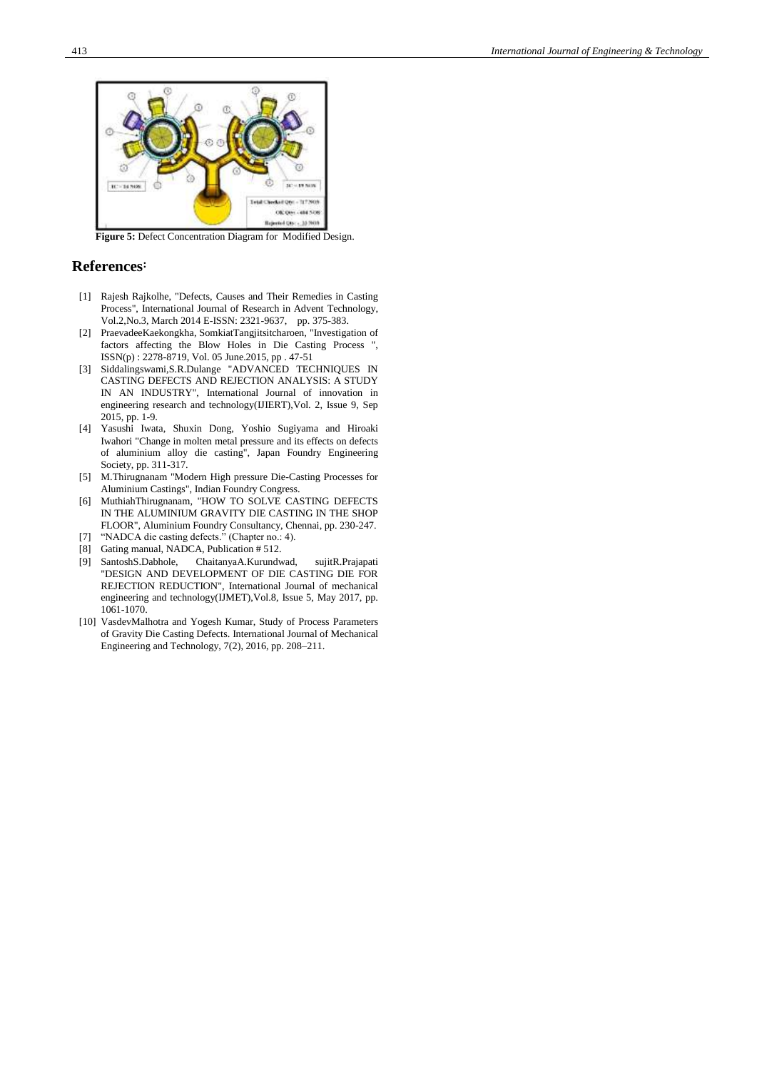1C = 14 NOS

2C = 19 NOS

Total Checked Qty: - 717 NOS

OK Qty: - 684 NOS

Rejected Qty: - 33 NOS

**Figure 5:** Defect Concentration Diagram for Modified Design.

## References:

[1] Rajesh Rajkolhe, "Defects, Causes and Their Remedies in Casting Process", International Journal of Research in Advent Technology, Vol.2,No.3, March 2014 E-ISSN: 2321-9637, pp. 375-383.

[2] PraevadeeKaekongkha, SomkiatTangjitsitcharoen, "Investigation of factors affecting the Blow Holes in Die Casting Process ", ISSN(p) : 2278-8719, Vol. 05 June.2015, pp . 47-51

[3] Siddalingswami,S.R.Dulange "ADVANCED TECHNIQUES IN CASTING DEFECTS AND REJECTION ANALYSIS: A STUDY IN AN INDUSTRY", International Journal of innovation in engineering research and technology(IJIERT),Vol. 2, Issue 9, Sep 2015, pp. 1-9.

[4] Yasushi Iwata, Shuxin Dong, Yoshio Sugiyama and Hiroaki Iwahori "Change in molten metal pressure and its effects on defects of aluminium alloy die casting", Japan Foundry Engineering Society, pp. 311-317.

[5] M.Thirugnanam "Modern High pressure Die-Casting Processes for Aluminium Castings", Indian Foundry Congress.

[6] MuthiahThirugnanam, "HOW TO SOLVE CASTING DEFECTS IN THE ALUMINIUM GRAVITY DIE CASTING IN THE SHOP FLOOR", Aluminium Foundry Consultancy, Chennai, pp. 230-247.

[7] "NADCA die casting defects." (Chapter no.: 4).

[8] Gating manual, NADCA, Publication # 512.

[9] SantoshS.Dabhole, ChaitanyaA.Kurundwad, sujitR.Prajapati "DESIGN AND DEVELOPMENT OF DIE CASTING DIE FOR REJECTION REDUCTION", International Journal of mechanical engineering and technology(IJMET),Vol.8, Issue 5, May 2017, pp. 1061-1070.

[10] VasdevMalhotra and Yogesh Kumar, Study of Process Parameters of Gravity Die Casting Defects. International Journal of Mechanical Engineering and Technology, 7(2), 2016, pp. 208–211.